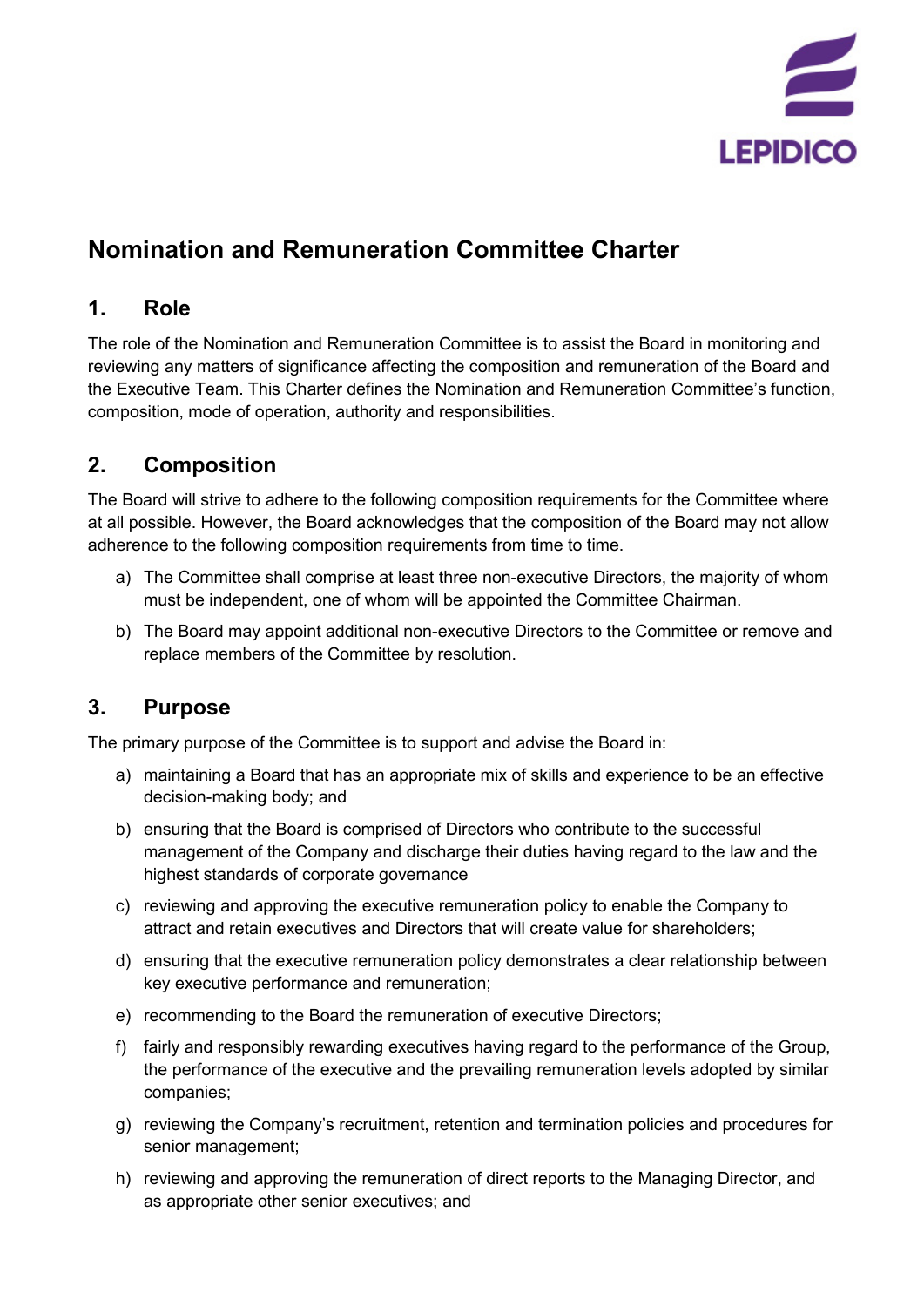# Nomination and Remuneration Committee Charter

## 1. Role

The role of the Nomination and Remuneration Committee is to assist the Board in monitoring and reviewing any matters of significance affecting the composition and remuneration of the Board and the Executive Team. This Charter defines the Nomination and Remuneration Committee's function, composition, mode of operation, authority and responsibilities.

## 2. Composition

The Board will strive to adhere to the following composition requirements for the Committee where at all possible. However, the Board acknowledges that the composition of the Board may not allow adherence to the following composition requirements from time to time.

a) The Committee shall comprise at least three non-executive Directors, the majority of whom must be independent, one of whom will be appointed the Committee Chairman.

b) The Board may appoint additional non-executive Directors to the Committee or remove and replace members of the Committee by resolution.

## 3. Purpose

The primary purpose of the Committee is to support and advise the Board in:

a) maintaining a Board that has an appropriate mix of skills and experience to be an effective decision-making body; and

b) ensuring that the Board is comprised of Directors who contribute to the successful management of the Company and discharge their duties having regard to the law and the highest standards of corporate governance

c) reviewing and approving the executive remuneration policy to enable the Company to attract and retain executives and Directors that will create value for shareholders;

d) ensuring that the executive remuneration policy demonstrates a clear relationship between key executive performance and remuneration;

e) recommending to the Board the remuneration of executive Directors;

f) fairly and responsibly rewarding executives having regard to the performance of the Group, the performance of the executive and the prevailing remuneration levels adopted by similar companies;

g) reviewing the Company's recruitment, retention and termination policies and procedures for senior management;

h) reviewing and approving the remuneration of direct reports to the Managing Director, and as appropriate other senior executives; and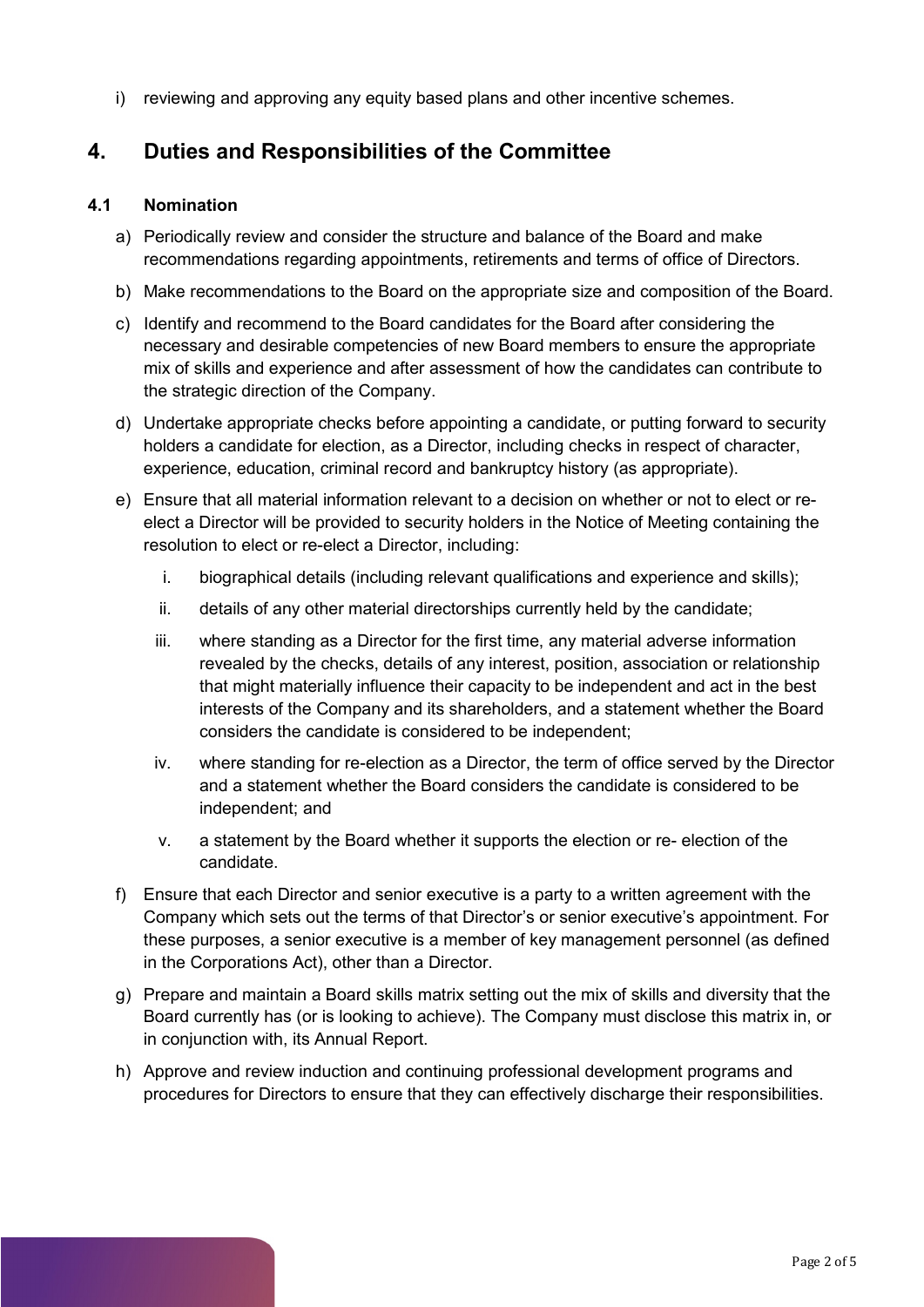i) reviewing and approving any equity based plans and other incentive schemes.

## 4. Duties and Responsibilities of the Committee

### 4.1 Nomination

a) Periodically review and consider the structure and balance of the Board and make recommendations regarding appointments, retirements and terms of office of Directors.

b) Make recommendations to the Board on the appropriate size and composition of the Board.

c) Identify and recommend to the Board candidates for the Board after considering the necessary and desirable competencies of new Board members to ensure the appropriate mix of skills and experience and after assessment of how the candidates can contribute to the strategic direction of the Company.

d) Undertake appropriate checks before appointing a candidate, or putting forward to security holders a candidate for election, as a Director, including checks in respect of character, experience, education, criminal record and bankruptcy history (as appropriate).

e) Ensure that all material information relevant to a decision on whether or not to elect or re-elect a Director will be provided to security holders in the Notice of Meeting containing the resolution to elect or re-elect a Director, including:

   i. biographical details (including relevant qualifications and experience and skills);

   ii. details of any other material directorships currently held by the candidate;

   iii. where standing as a Director for the first time, any material adverse information revealed by the checks, details of any interest, position, association or relationship that might materially influence their capacity to be independent and act in the best interests of the Company and its shareholders, and a statement whether the Board considers the candidate is considered to be independent;

   iv. where standing for re-election as a Director, the term of office served by the Director and a statement whether the Board considers the candidate is considered to be independent; and

   v. a statement by the Board whether it supports the election or re- election of the candidate.

f) Ensure that each Director and senior executive is a party to a written agreement with the Company which sets out the terms of that Director's or senior executive's appointment. For these purposes, a senior executive is a member of key management personnel (as defined in the Corporations Act), other than a Director.

g) Prepare and maintain a Board skills matrix setting out the mix of skills and diversity that the Board currently has (or is looking to achieve). The Company must disclose this matrix in, or in conjunction with, its Annual Report.

h) Approve and review induction and continuing professional development programs and procedures for Directors to ensure that they can effectively discharge their responsibilities.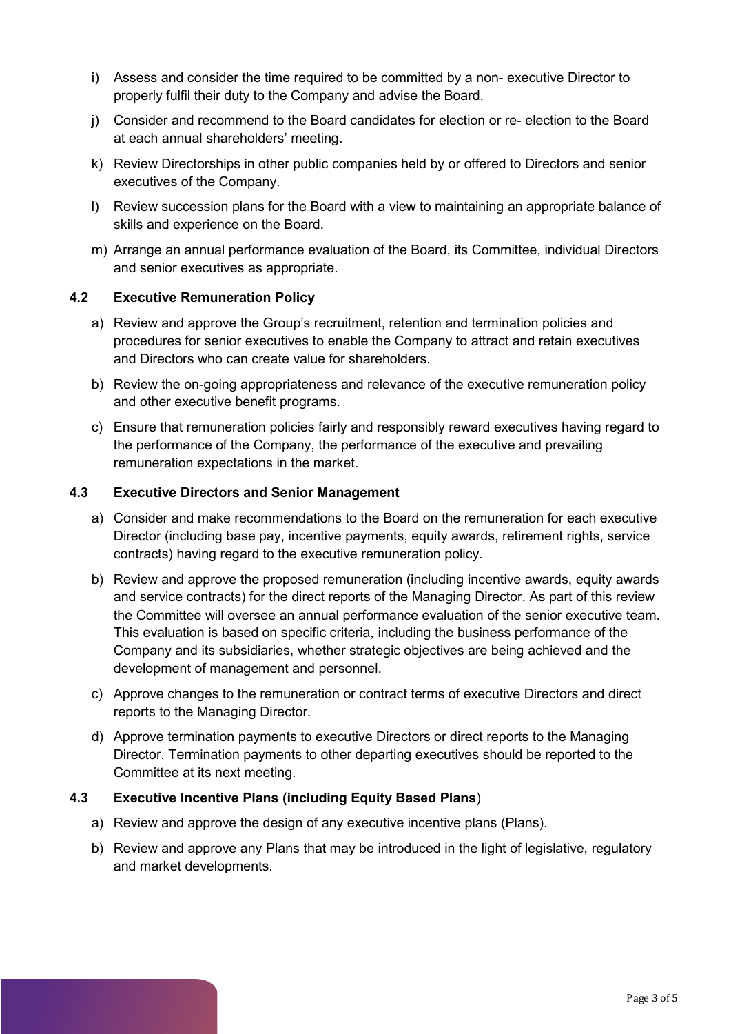i) Assess and consider the time required to be committed by a non- executive Director to properly fulfil their duty to the Company and advise the Board.

j) Consider and recommend to the Board candidates for election or re- election to the Board at each annual shareholders' meeting.

k) Review Directorships in other public companies held by or offered to Directors and senior executives of the Company.

l) Review succession plans for the Board with a view to maintaining an appropriate balance of skills and experience on the Board.

m) Arrange an annual performance evaluation of the Board, its Committee, individual Directors and senior executives as appropriate.

### 4.2 Executive Remuneration Policy

a) Review and approve the Group's recruitment, retention and termination policies and procedures for senior executives to enable the Company to attract and retain executives and Directors who can create value for shareholders.

b) Review the on-going appropriateness and relevance of the executive remuneration policy and other executive benefit programs.

c) Ensure that remuneration policies fairly and responsibly reward executives having regard to the performance of the Company, the performance of the executive and prevailing remuneration expectations in the market.

### 4.3 Executive Directors and Senior Management

a) Consider and make recommendations to the Board on the remuneration for each executive Director (including base pay, incentive payments, equity awards, retirement rights, service contracts) having regard to the executive remuneration policy.

b) Review and approve the proposed remuneration (including incentive awards, equity awards and service contracts) for the direct reports of the Managing Director. As part of this review the Committee will oversee an annual performance evaluation of the senior executive team. This evaluation is based on specific criteria, including the business performance of the Company and its subsidiaries, whether strategic objectives are being achieved and the development of management and personnel.

c) Approve changes to the remuneration or contract terms of executive Directors and direct reports to the Managing Director.

d) Approve termination payments to executive Directors or direct reports to the Managing Director. Termination payments to other departing executives should be reported to the Committee at its next meeting.

### 4.3 Executive Incentive Plans (including Equity Based Plans)

a) Review and approve the design of any executive incentive plans (Plans).

b) Review and approve any Plans that may be introduced in the light of legislative, regulatory and market developments.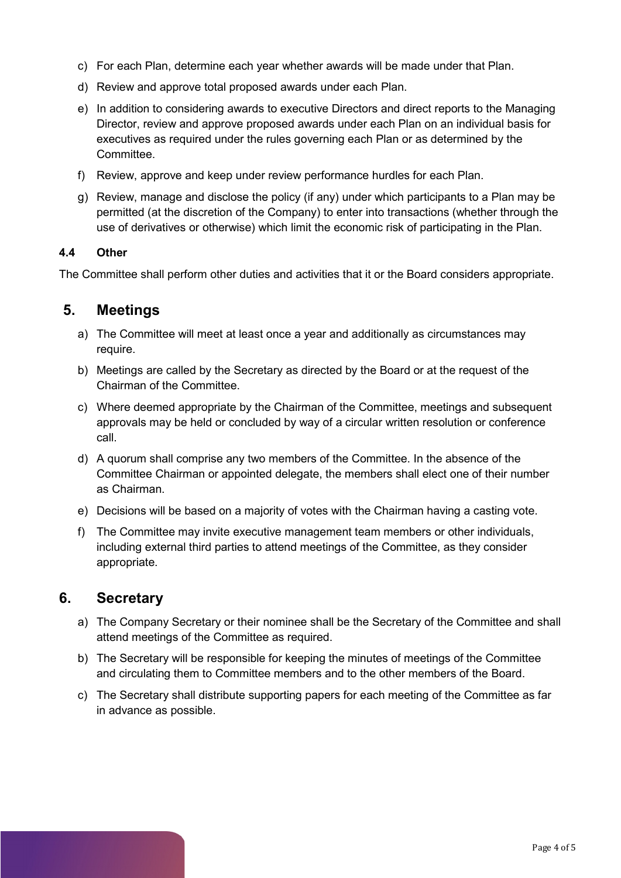c) For each Plan, determine each year whether awards will be made under that Plan.

d) Review and approve total proposed awards under each Plan.

e) In addition to considering awards to executive Directors and direct reports to the Managing Director, review and approve proposed awards under each Plan on an individual basis for executives as required under the rules governing each Plan or as determined by the Committee.

f) Review, approve and keep under review performance hurdles for each Plan.

g) Review, manage and disclose the policy (if any) under which participants to a Plan may be permitted (at the discretion of the Company) to enter into transactions (whether through the use of derivatives or otherwise) which limit the economic risk of participating in the Plan.

### 4.4 Other

The Committee shall perform other duties and activities that it or the Board considers appropriate.

## 5. Meetings

a) The Committee will meet at least once a year and additionally as circumstances may require.

b) Meetings are called by the Secretary as directed by the Board or at the request of the Chairman of the Committee.

c) Where deemed appropriate by the Chairman of the Committee, meetings and subsequent approvals may be held or concluded by way of a circular written resolution or conference call.

d) A quorum shall comprise any two members of the Committee. In the absence of the Committee Chairman or appointed delegate, the members shall elect one of their number as Chairman.

e) Decisions will be based on a majority of votes with the Chairman having a casting vote.

f) The Committee may invite executive management team members or other individuals, including external third parties to attend meetings of the Committee, as they consider appropriate.

## 6. Secretary

a) The Company Secretary or their nominee shall be the Secretary of the Committee and shall attend meetings of the Committee as required.

b) The Secretary will be responsible for keeping the minutes of meetings of the Committee and circulating them to Committee members and to the other members of the Board.

c) The Secretary shall distribute supporting papers for each meeting of the Committee as far in advance as possible.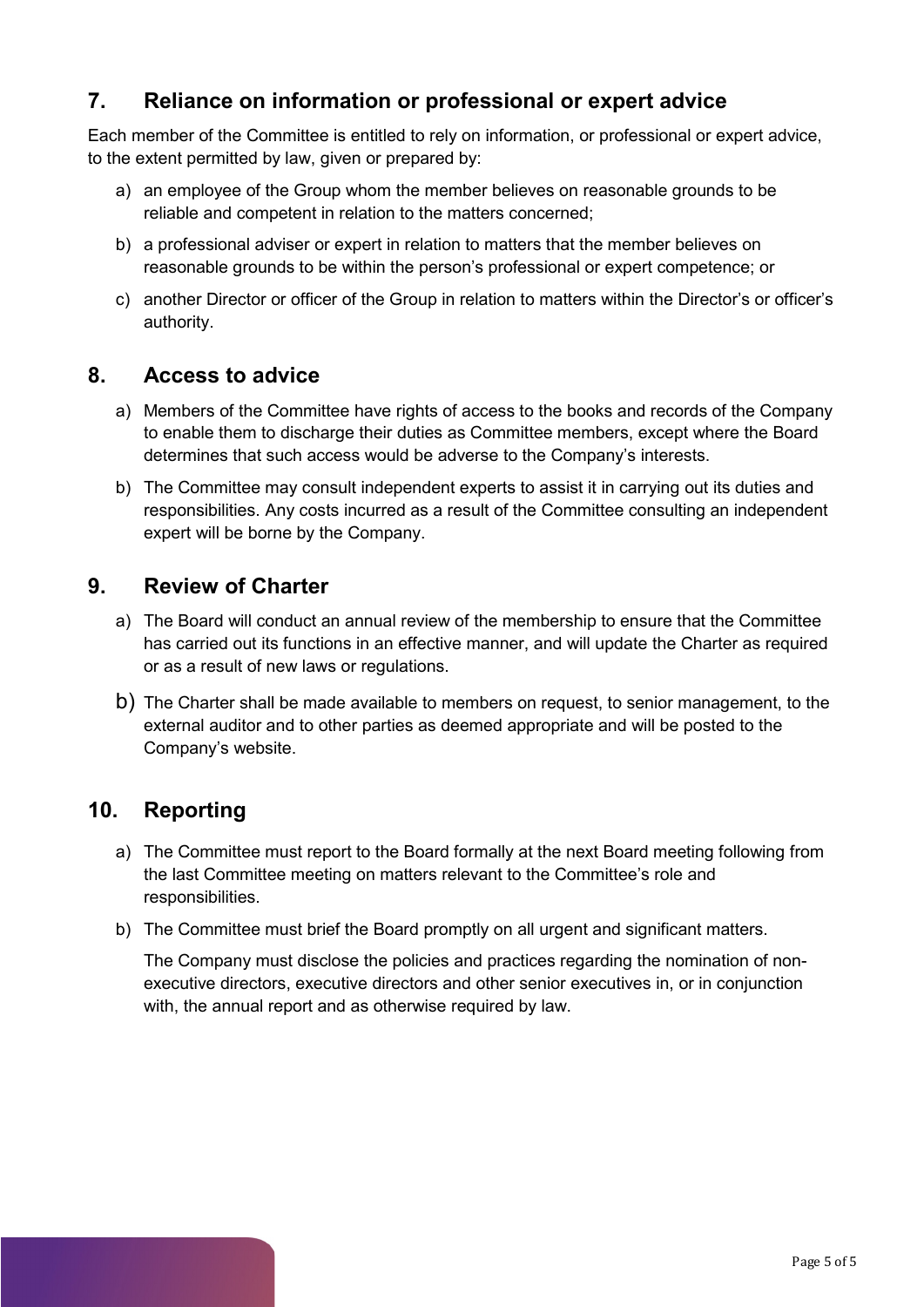## 7. Reliance on information or professional or expert advice

Each member of the Committee is entitled to rely on information, or professional or expert advice, to the extent permitted by law, given or prepared by:

a) an employee of the Group whom the member believes on reasonable grounds to be reliable and competent in relation to the matters concerned;

b) a professional adviser or expert in relation to matters that the member believes on reasonable grounds to be within the person's professional or expert competence; or

c) another Director or officer of the Group in relation to matters within the Director's or officer's authority.

## 8. Access to advice

a) Members of the Committee have rights of access to the books and records of the Company to enable them to discharge their duties as Committee members, except where the Board determines that such access would be adverse to the Company's interests.

b) The Committee may consult independent experts to assist it in carrying out its duties and responsibilities. Any costs incurred as a result of the Committee consulting an independent expert will be borne by the Company.

## 9. Review of Charter

a) The Board will conduct an annual review of the membership to ensure that the Committee has carried out its functions in an effective manner, and will update the Charter as required or as a result of new laws or regulations.

b) The Charter shall be made available to members on request, to senior management, to the external auditor and to other parties as deemed appropriate and will be posted to the Company's website.

## 10. Reporting

a) The Committee must report to the Board formally at the next Board meeting following from the last Committee meeting on matters relevant to the Committee's role and responsibilities.

b) The Committee must brief the Board promptly on all urgent and significant matters.

The Company must disclose the policies and practices regarding the nomination of non-executive directors, executive directors and other senior executives in, or in conjunction with, the annual report and as otherwise required by law.